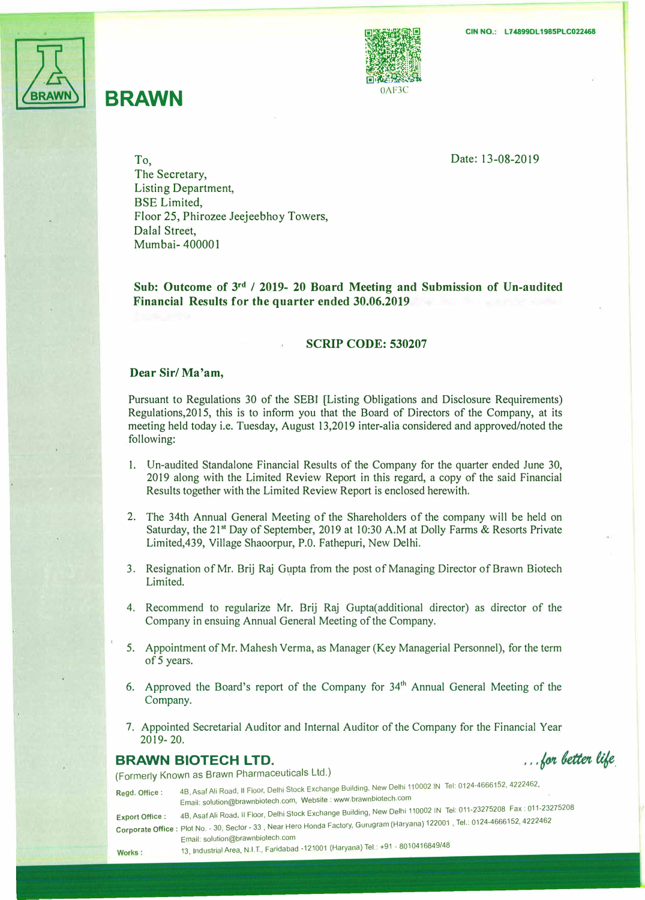CIN NO.: L74899DL1985PLC022468

# BRAWN

0AF3C

To,
The Secretary,
Listing Department,
BSE Limited,
Floor 25, Phirozee Jeejeebhoy Towers,
Dalal Street,
Mumbai- 400001

Date: 13-08-2019

**Sub: Outcome of 3rd / 2019- 20 Board Meeting and Submission of Un-audited Financial Results for the quarter ended 30.06.2019**

**SCRIP CODE: 530207**

**Dear Sir/ Ma'am,**

Pursuant to Regulations 30 of the SEBI [Listing Obligations and Disclosure Requirements) Regulations,2015, this is to inform you that the Board of Directors of the Company, at its meeting held today i.e. Tuesday, August 13,2019 inter-alia considered and approved/noted the following:

1. Un-audited Standalone Financial Results of the Company for the quarter ended June 30, 2019 along with the Limited Review Report in this regard, a copy of the said Financial Results together with the Limited Review Report is enclosed herewith.

2. The 34th Annual General Meeting of the Shareholders of the company will be held on Saturday, the 21st Day of September, 2019 at 10:30 A.M at Dolly Farms & Resorts Private Limited,439, Village Shaoorpur, P.0. Fathepuri, New Delhi.

3. Resignation of Mr. Brij Raj Gupta from the post of Managing Director of Brawn Biotech Limited.

4. Recommend to regularize Mr. Brij Raj Gupta(additional director) as director of the Company in ensuing Annual General Meeting of the Company.

5. Appointment of Mr. Mahesh Verma, as Manager (Key Managerial Personnel), for the term of 5 years.

6. Approved the Board's report of the Company for 34th Annual General Meeting of the Company.

7. Appointed Secretarial Auditor and Internal Auditor of the Company for the Financial Year 2019- 20.

**BRAWN BIOTECH LTD.**
(Formerly Known as Brawn Pharmaceuticals Ltd.)

*...for better life*

Regd. Office : 4B, Asaf Ali Road, II Floor, Delhi Stock Exchange Building, New Delhi 110002 IN Tel: 0124-4666152, 4222462, Email: solution@brawnbiotech.com, Website : www.brawnbiotech.com

Export Office : 4B, Asaf Ali Road, II Floor, Delhi Stock Exchange Building, New Delhi 110002 IN Tel: 011-23275208 Fax : 011-23275208

Corporate Office : Plot No. - 30, Sector - 33 , Near Hero Honda Factory, Gurugram (Haryana) 122001 , Tel.: 0124-4666152, 4222462 Email: solution@brawnbiotech.com

Works : 13, Industrial Area, N.I.T., Faridabad -121001 (Haryana) Tel.: +91 - 8010416849/48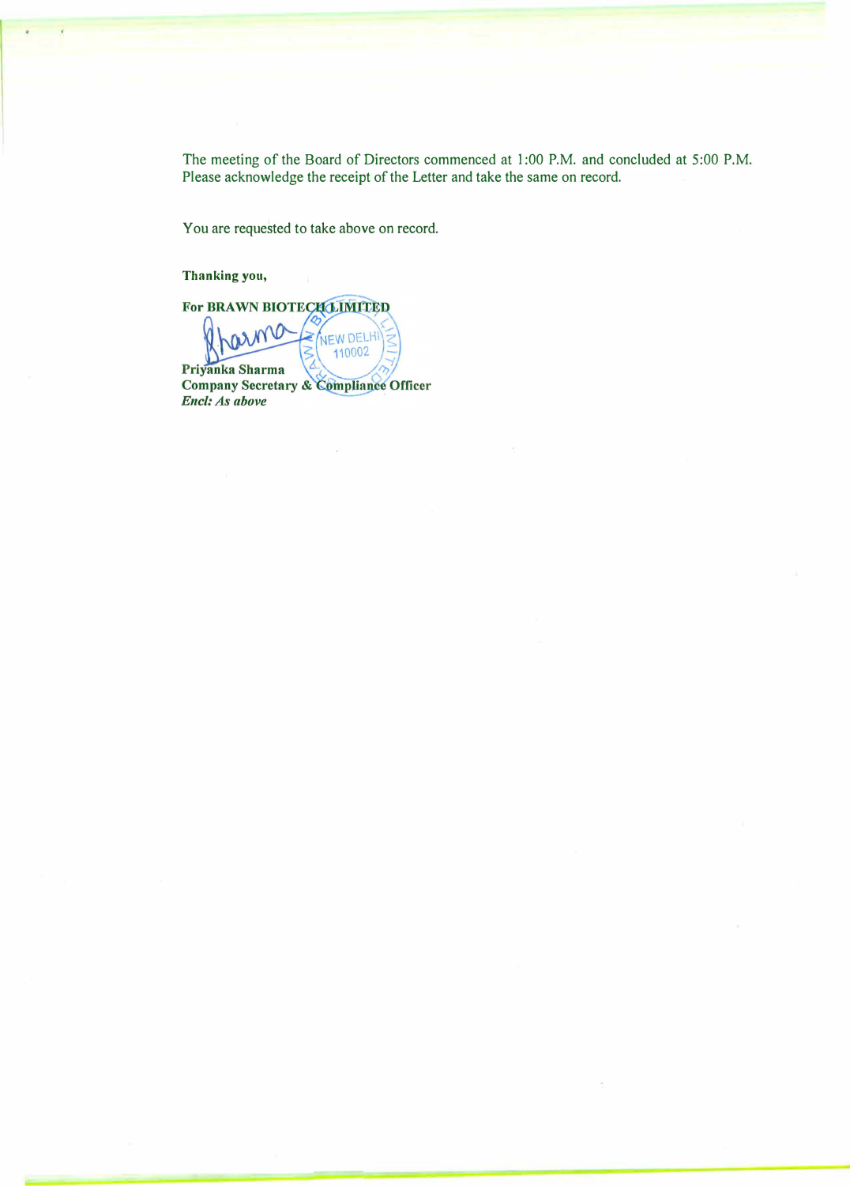The meeting of the Board of Directors commenced at 1:00 P.M. and concluded at 5:00 P.M. Please acknowledge the receipt of the Letter and take the same on record.

You are requested to take above on record.

**Thanking you,**

**For BRAWN BIOTECH LIMITED**

**Priyanka Sharma**
**Company Secretary & Compliance Officer**
***Encl: As above***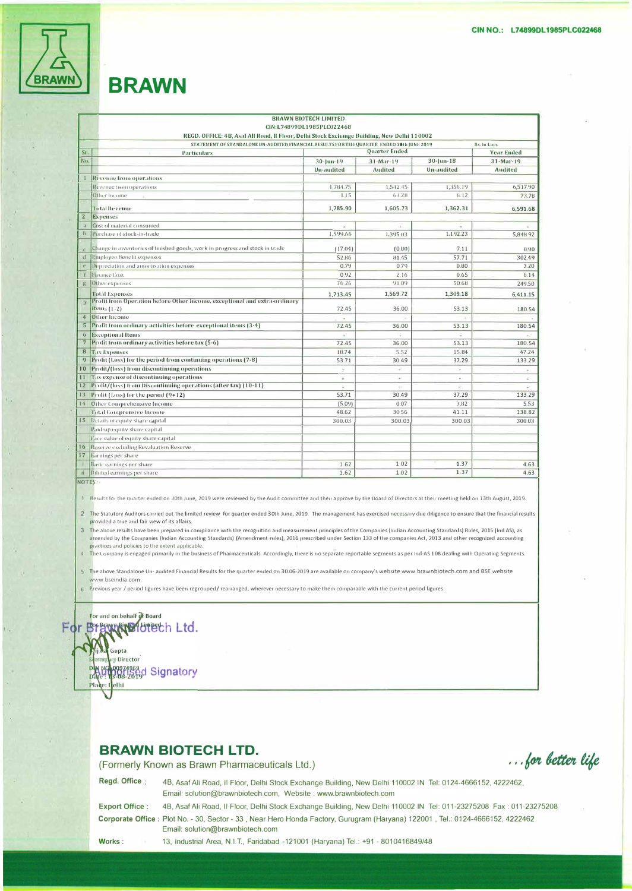CIN NO.: L74899DL1985PLC022468

# BRAWN

**BRAWN BIOTECH LIMITED**
CIN:L74899DL1985PLC022468
REGD. OFFICE: 4B, Asaf Ali Road, II Floor, Delhi Stock Exchange Building, New Delhi 110002
STATEMENT OF STANDALONE UN-AUDITED FINANCIAL RESULTS FOR THE QUARTER ENDED 30th JUNE 2019

Rs. in Lacs

| Sr. No. | Particulars | Quarter Ended | | | Year Ended |
|---|---|---|---|---|---|
| | | 30-Jun-19 | 31-Mar-19 | 30-Jun-18 | 31-Mar-19 |
| | | Un-audited | Audited | Un-audited | Audited |
| 1 | Revenue from operations | | | | |
| | Revenue from operations | 1,784.75 | 1,542.45 | 1,356.19 | 6,517.90 |
| | Other Income | 1.15 | 63.28 | 6.12 | 73.78 |
| | Total Revenue | 1,785.90 | 1,605.73 | 1,362.31 | 6,591.68 |
| 2 | Expenses | | | | |
| a | Cost of material consumed | - | - | - | - |
| b | Purchase of stock-in-trade | 1,599.66 | 1,395.03 | 1,192.23 | 5,848.92 |
| c | Change in inventories of finished goods, work in progress and stock in trade | (17.04) | (0.80) | 7.11 | 0.90 |
| d | Employee Benefit expenses | 52.86 | 81.45 | 57.71 | 302.49 |
| e | Depreciation and amortisation expenses | 0.79 | 0.79 | 0.80 | 3.20 |
| f | Finance Cost | 0.92 | 2.16 | 0.65 | 6.14 |
| g | Other expenses | 76.26 | 91.09 | 50.68 | 249.50 |
| | Total Expenses | 1,713.45 | 1,569.72 | 1,309.18 | 6,411.15 |
| 3 | Profit from Operation before Other Income, exceptional and extra-ordinary items (1-2) | 72.45 | 36.00 | 53.13 | 180.54 |
| 4 | Other Income | - | - | - | - |
| 5 | Profit from ordinary activities before exceptional items (3-4) | 72.45 | 36.00 | 53.13 | 180.54 |
| 6 | Exceptional Items | - | - | - | - |
| 7 | Profit from ordinary activities before tax (5-6) | 72.45 | 36.00 | 53.13 | 180.54 |
| 8 | Tax Expenses | 18.74 | 5.52 | 15.84 | 47.24 |
| 9 | Profit (Loss) for the period from continuing operations (7-8) | 53.71 | 30.49 | 37.29 | 133.29 |
| 10 | Profit/(loss) from discontinuing operations | - | - | - | - |
| 11 | Tax expense of discontinuing operations | - | - | - | - |
| 12 | Profit/(loss) from Discontinuing operations (after tax) (10-11) | - | - | - | - |
| 13 | Profit (Loss) for the period (9+12) | 53.71 | 30.49 | 37.29 | 133.29 |
| 14 | Other Comprehensive Income | (5.09) | 0.07 | 3.82 | 5.53 |
| | Total Comprehensive Income | 48.62 | 30.56 | 41.11 | 138.82 |
| 15 | Details of equity share capital | 300.03 | 300.03 | 300.03 | 300.03 |
| | Paid-up equity share capital | | | | |
| | Face value of equity share capital | | | | |
| 16 | Reserve excluding Revaluation Reserve | | | | |
| 17 | Earnings per share | | | | |
| i | Basic earnings per share | 1.62 | 1.02 | 1.37 | 4.63 |
| ii | Diluted earnings per share | 1.62 | 1.02 | 1.37 | 4.63 |

NOTES:

1. Results for the quarter ended on 30th June, 2019 were reviewed by the Audit committee and then approve by the Board of Directors at their meeting held on 13th August, 2019.
2. The Statutory Auditors carried out the limited review for quarter ended 30th June, 2019. The management has exercised necessary due diligence to ensure that the financial results provided a true and fair view of its affairs.
3. The above results have been prepared in compliance with the recognition and measurement principles of the Companies (Indian Accounting Standards) Rules, 2015 (Ind AS), as amended by the Companies (Indian Accounting Standards) (Amendment rules), 2016 prescribed under Section 133 of the companies Act, 2013 and other recognized accounting practices and policies to the extent applicable.
4. The Company is engaged primarily in the business of Pharmaceuticals. Accordingly, there is no separate reportable segments as per Ind-AS 108 dealing with Operating Segments.
5. The above Standalone Un- audited Financial Results for the quarter ended on 30.06-2019 are available on company's website www.brawnbiotech.com and BSE website www.bseindia.com.
6. Previous year / period figures have been regrouped/ rearranged, wherever necessary to make them comparable with the current period figures.

For and on behalf of Board
For Brawn Biotech Limited
For Brawn Biotech Ltd.

Brij Raj Gupta
Managing Director
DIN NO. 00974969
Authorised Signatory
Date: 13-08-2019
Place: Delhi

## BRAWN BIOTECH LTD.

(Formerly Known as Brawn Pharmaceuticals Ltd.)

...for better life

**Regd. Office :** 4B, Asaf Ali Road, II Floor, Delhi Stock Exchange Building, New Delhi 110002 IN Tel: 0124-4666152, 4222462, Email: solution@brawnbiotech.com, Website : www.brawnbiotech.com

**Export Office :** 4B, Asaf Ali Road, II Floor, Delhi Stock Exchange Building, New Delhi 110002 IN Tel: 011-23275208 Fax : 011-23275208

**Corporate Office :** Plot No. - 30, Sector - 33 , Near Hero Honda Factory, Gurugram (Haryana) 122001 , Tel.: 0124-4666152, 4222462 Email: solution@brawnbiotech.com

**Works :** 13, Industrial Area, N.I.T., Faridabad -121001 (Haryana) Tel.: +91 - 8010416849/48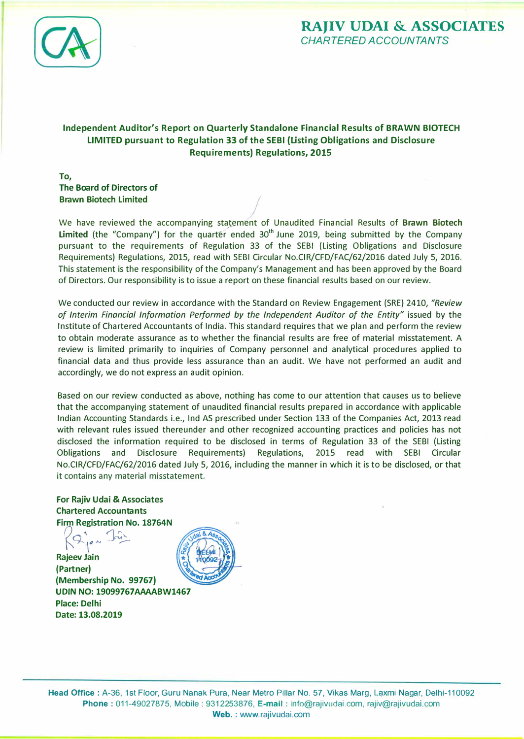# RAJIV UDAI & ASSOCIATES
*CHARTERED ACCOUNTANTS*

**Independent Auditor's Report on Quarterly Standalone Financial Results of BRAWN BIOTECH LIMITED pursuant to Regulation 33 of the SEBI (Listing Obligations and Disclosure Requirements) Regulations, 2015**

**To,**
**The Board of Directors of**
**Brawn Biotech Limited**

We have reviewed the accompanying statement of Unaudited Financial Results of **Brawn Biotech Limited** (the "Company") for the quarter ended 30th June 2019, being submitted by the Company pursuant to the requirements of Regulation 33 of the SEBI (Listing Obligations and Disclosure Requirements) Regulations, 2015, read with SEBI Circular No.CIR/CFD/FAC/62/2016 dated July 5, 2016. This statement is the responsibility of the Company's Management and has been approved by the Board of Directors. Our responsibility is to issue a report on these financial results based on our review.

We conducted our review in accordance with the Standard on Review Engagement (SRE) 2410, *"Review of Interim Financial Information Performed by the Independent Auditor of the Entity"* issued by the Institute of Chartered Accountants of India. This standard requires that we plan and perform the review to obtain moderate assurance as to whether the financial results are free of material misstatement. A review is limited primarily to inquiries of Company personnel and analytical procedures applied to financial data and thus provide less assurance than an audit. We have not performed an audit and accordingly, we do not express an audit opinion.

Based on our review conducted as above, nothing has come to our attention that causes us to believe that the accompanying statement of unaudited financial results prepared in accordance with applicable Indian Accounting Standards i.e., Ind AS prescribed under Section 133 of the Companies Act, 2013 read with relevant rules issued thereunder and other recognized accounting practices and policies has not disclosed the information required to be disclosed in terms of Regulation 33 of the SEBI (Listing Obligations and Disclosure Requirements) Regulations, 2015 read with SEBI Circular No.CIR/CFD/FAC/62/2016 dated July 5, 2016, including the manner in which it is to be disclosed, or that it contains any material misstatement.

**For Rajiv Udai & Associates**
**Chartered Accountants**
**Firm Registration No. 18764N**

**Rajeev Jain**
**(Partner)**
**(Membership No. 99767)**
**UDIN NO: 19099767AAAABW1467**
**Place: Delhi**
**Date: 13.08.2019**

**Head Office :** A-36, 1st Floor, Guru Nanak Pura, Near Metro Pillar No. 57, Vikas Marg, Laxmi Nagar, Delhi-110092
**Phone :** 011-49027875, Mobile : 9312253876, **E-mail :** info@rajivudai.com, rajiv@rajivudai.com
**Web. :** www.rajivudai.com